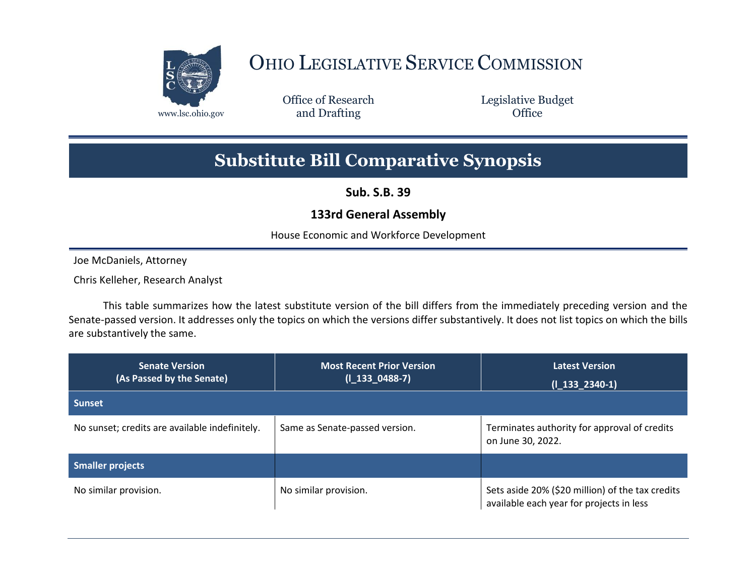# Ohio Legislative Service Commission

www.lsc.ohio.gov

Office of Research and Drafting

Legislative Budget Office

## Substitute Bill Comparative Synopsis

**Sub. S.B. 39**

**133rd General Assembly**

House Economic and Workforce Development

Joe McDaniels, Attorney

Chris Kelleher, Research Analyst

This table summarizes how the latest substitute version of the bill differs from the immediately preceding version and the Senate-passed version. It addresses only the topics on which the versions differ substantively. It does not list topics on which the bills are substantively the same.

| Senate Version (As Passed by the Senate) | Most Recent Prior Version (l_133_0488-7) | Latest Version (l_133_2340-1) |
|---|---|---|
| **Sunset** | | |
| No sunset; credits are available indefinitely. | Same as Senate-passed version. | Terminates authority for approval of credits on June 30, 2022. |
| **Smaller projects** | | |
| No similar provision. | No similar provision. | Sets aside 20% ($20 million) of the tax credits available each year for projects in less |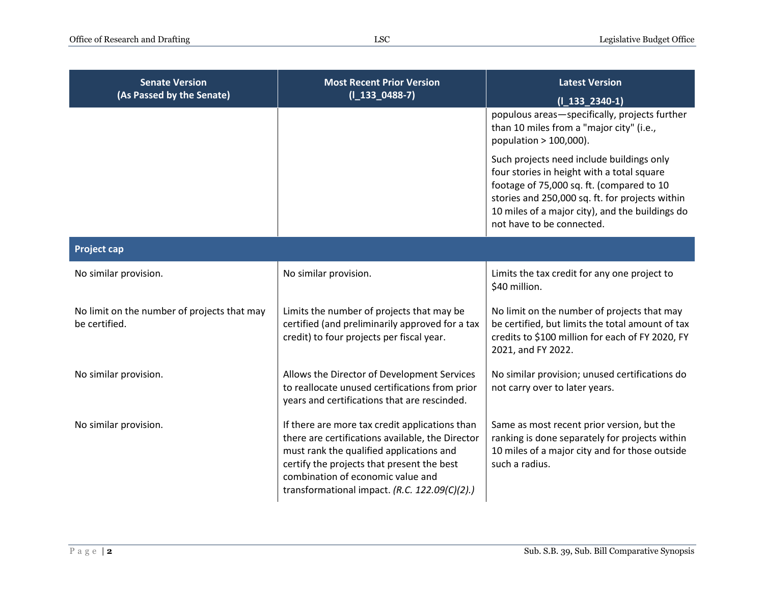| Senate Version (As Passed by the Senate) | Most Recent Prior Version (l_133_0488-7) | Latest Version (l_133_2340-1) |
|---|---|---|
| | | populous areas—specifically, projects further than 10 miles from a "major city" (i.e., population > 100,000).<br><br>Such projects need include buildings only four stories in height with a total square footage of 75,000 sq. ft. (compared to 10 stories and 250,000 sq. ft. for projects within 10 miles of a major city), and the buildings do not have to be connected. |
| **Project cap** | | |
| No similar provision. | No similar provision. | Limits the tax credit for any one project to $40 million. |
| No limit on the number of projects that may be certified. | Limits the number of projects that may be certified (and preliminarily approved for a tax credit) to four projects per fiscal year. | No limit on the number of projects that may be certified, but limits the total amount of tax credits to $100 million for each of FY 2020, FY 2021, and FY 2022. |
| No similar provision. | Allows the Director of Development Services to reallocate unused certifications from prior years and certifications that are rescinded. | No similar provision; unused certifications do not carry over to later years. |
| No similar provision. | If there are more tax credit applications than there are certifications available, the Director must rank the qualified applications and certify the projects that present the best combination of economic value and transformational impact. *(R.C. 122.09(C)(2).)* | Same as most recent prior version, but the ranking is done separately for projects within 10 miles of a major city and for those outside such a radius. |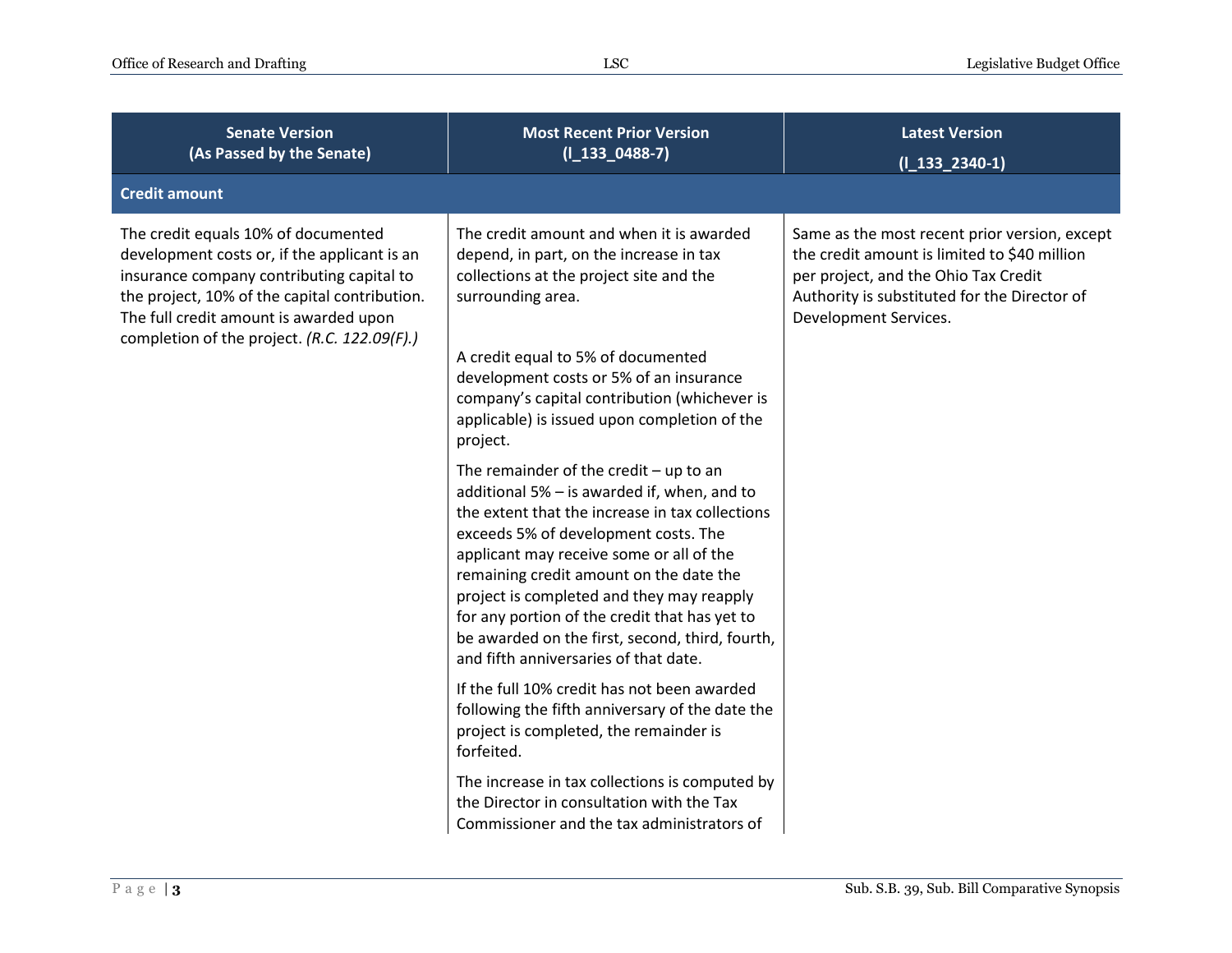| Senate Version (As Passed by the Senate) | Most Recent Prior Version (l_133_0488-7) | Latest Version (l_133_2340-1) |
|---|---|---|
| **Credit amount** | | |
| The credit equals 10% of documented development costs or, if the applicant is an insurance company contributing capital to the project, 10% of the capital contribution. The full credit amount is awarded upon completion of the project. *(R.C. 122.09(F).)* | The credit amount and when it is awarded depend, in part, on the increase in tax collections at the project site and the surrounding area.<br><br>A credit equal to 5% of documented development costs or 5% of an insurance company's capital contribution (whichever is applicable) is issued upon completion of the project.<br><br>The remainder of the credit – up to an additional 5% – is awarded if, when, and to the extent that the increase in tax collections exceeds 5% of development costs. The applicant may receive some or all of the remaining credit amount on the date the project is completed and they may reapply for any portion of the credit that has yet to be awarded on the first, second, third, fourth, and fifth anniversaries of that date.<br><br>If the full 10% credit has not been awarded following the fifth anniversary of the date the project is completed, the remainder is forfeited.<br><br>The increase in tax collections is computed by the Director in consultation with the Tax Commissioner and the tax administrators of | Same as the most recent prior version, except the credit amount is limited to $40 million per project, and the Ohio Tax Credit Authority is substituted for the Director of Development Services. |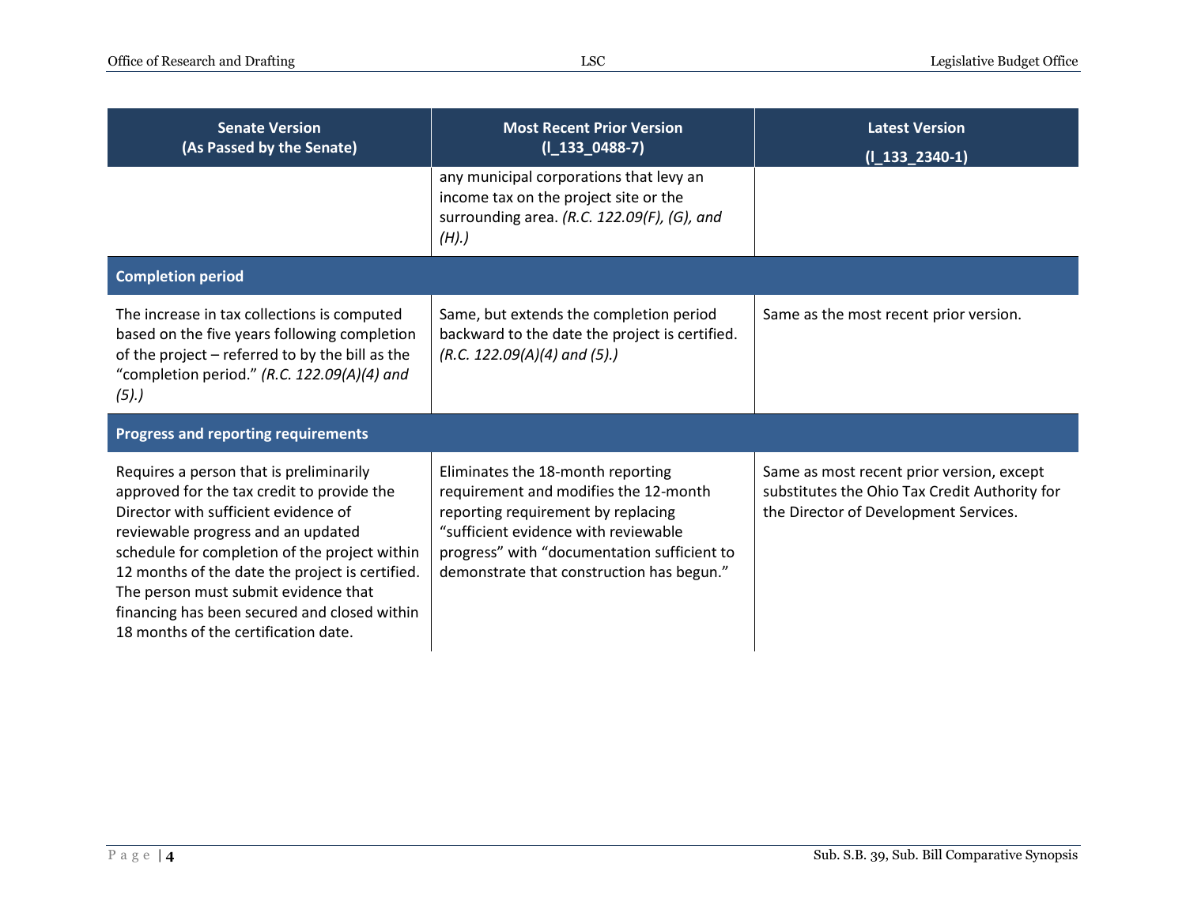| Senate Version (As Passed by the Senate) | Most Recent Prior Version (l_133_0488-7) | Latest Version (l_133_2340-1) |
|---|---|---|
| | any municipal corporations that levy an income tax on the project site or the surrounding area. *(R.C. 122.09(F), (G), and (H).)* | |
| **Completion period** | | |
| The increase in tax collections is computed based on the five years following completion of the project – referred to by the bill as the "completion period." *(R.C. 122.09(A)(4) and (5).)* | Same, but extends the completion period backward to the date the project is certified. *(R.C. 122.09(A)(4) and (5).)* | Same as the most recent prior version. |
| **Progress and reporting requirements** | | |
| Requires a person that is preliminarily approved for the tax credit to provide the Director with sufficient evidence of reviewable progress and an updated schedule for completion of the project within 12 months of the date the project is certified. The person must submit evidence that financing has been secured and closed within 18 months of the certification date. | Eliminates the 18-month reporting requirement and modifies the 12-month reporting requirement by replacing "sufficient evidence with reviewable progress" with "documentation sufficient to demonstrate that construction has begun." | Same as most recent prior version, except substitutes the Ohio Tax Credit Authority for the Director of Development Services. |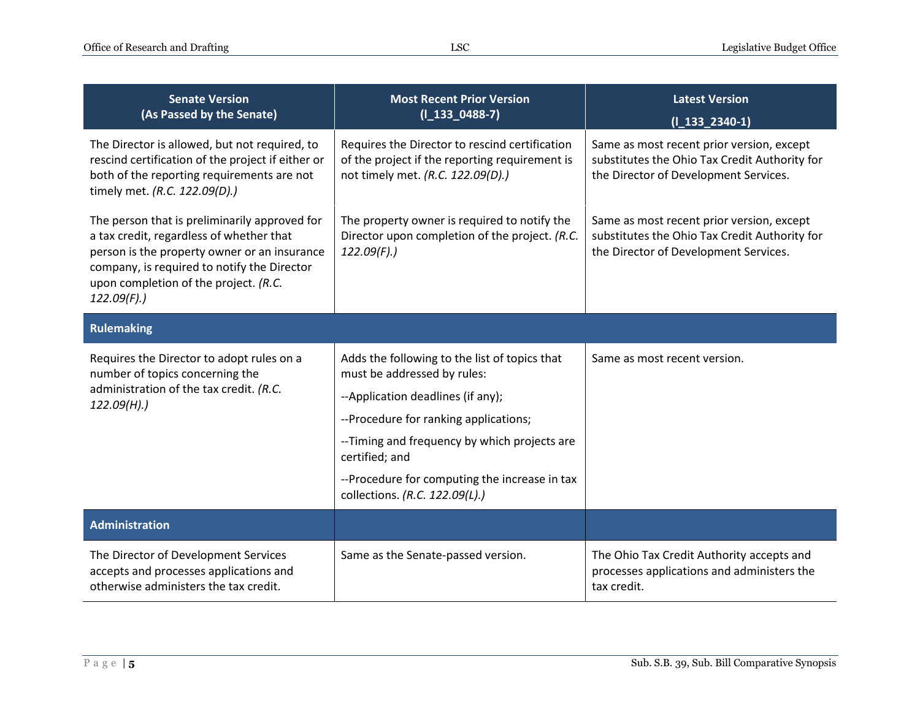| Senate Version (As Passed by the Senate) | Most Recent Prior Version (l_133_0488-7) | Latest Version (l_133_2340-1) |
| --- | --- | --- |
| The Director is allowed, but not required, to rescind certification of the project if either or both of the reporting requirements are not timely met. *(R.C. 122.09(D).)* | Requires the Director to rescind certification of the project if the reporting requirement is not timely met. *(R.C. 122.09(D).)* | Same as most recent prior version, except substitutes the Ohio Tax Credit Authority for the Director of Development Services. |
| The person that is preliminarily approved for a tax credit, regardless of whether that person is the property owner or an insurance company, is required to notify the Director upon completion of the project. *(R.C. 122.09(F).)* | The property owner is required to notify the Director upon completion of the project. *(R.C. 122.09(F).)* | Same as most recent prior version, except substitutes the Ohio Tax Credit Authority for the Director of Development Services. |
| **Rulemaking** | | |
| Requires the Director to adopt rules on a number of topics concerning the administration of the tax credit. *(R.C. 122.09(H).)* | Adds the following to the list of topics that must be addressed by rules:<br>--Application deadlines (if any);<br>--Procedure for ranking applications;<br>--Timing and frequency by which projects are certified; and<br>--Procedure for computing the increase in tax collections. *(R.C. 122.09(L).)* | Same as most recent version. |
| **Administration** | | |
| The Director of Development Services accepts and processes applications and otherwise administers the tax credit. | Same as the Senate-passed version. | The Ohio Tax Credit Authority accepts and processes applications and administers the tax credit. |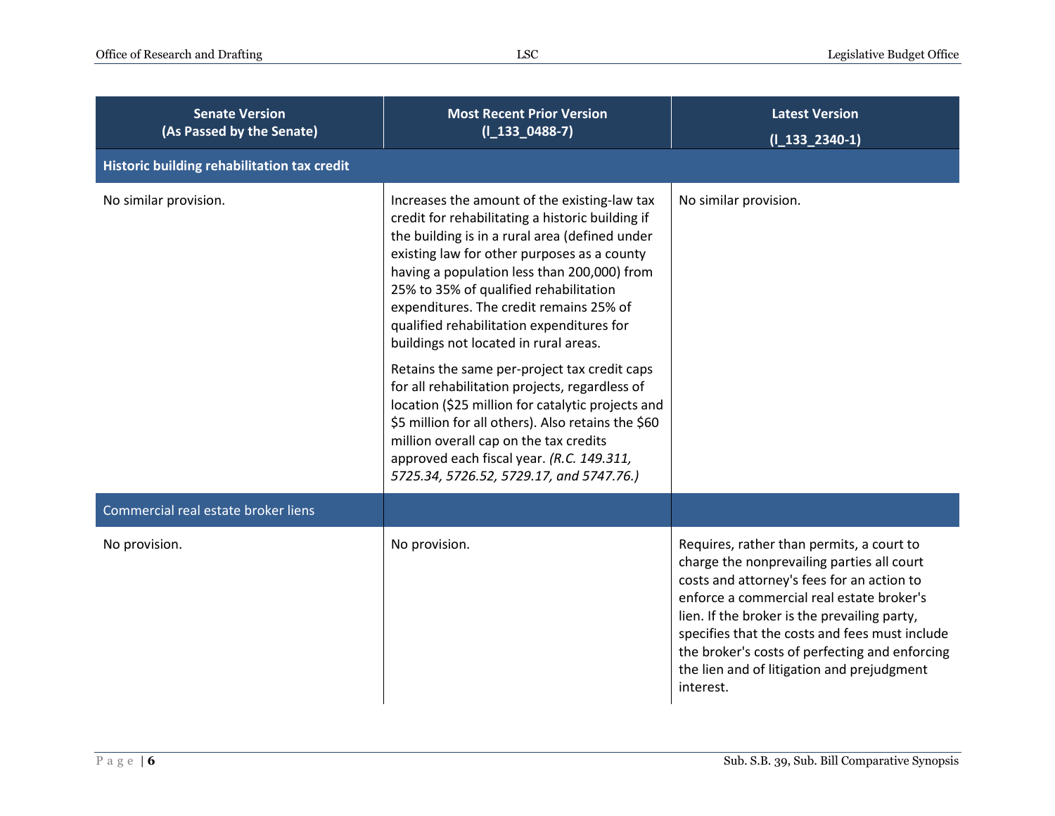| Senate Version (As Passed by the Senate) | Most Recent Prior Version (l_133_0488-7) | Latest Version (l_133_2340-1) |
|---|---|---|
| **Historic building rehabilitation tax credit** | | |
| No similar provision. | Increases the amount of the existing-law tax credit for rehabilitating a historic building if the building is in a rural area (defined under existing law for other purposes as a county having a population less than 200,000) from 25% to 35% of qualified rehabilitation expenditures. The credit remains 25% of qualified rehabilitation expenditures for buildings not located in rural areas.<br><br>Retains the same per-project tax credit caps for all rehabilitation projects, regardless of location ($25 million for catalytic projects and $5 million for all others). Also retains the $60 million overall cap on the tax credits approved each fiscal year. *(R.C. 149.311, 5725.34, 5726.52, 5729.17, and 5747.76.)* | No similar provision. |
| Commercial real estate broker liens | | |
| No provision. | No provision. | Requires, rather than permits, a court to charge the nonprevailing parties all court costs and attorney's fees for an action to enforce a commercial real estate broker's lien. If the broker is the prevailing party, specifies that the costs and fees must include the broker's costs of perfecting and enforcing the lien and of litigation and prejudgment interest. |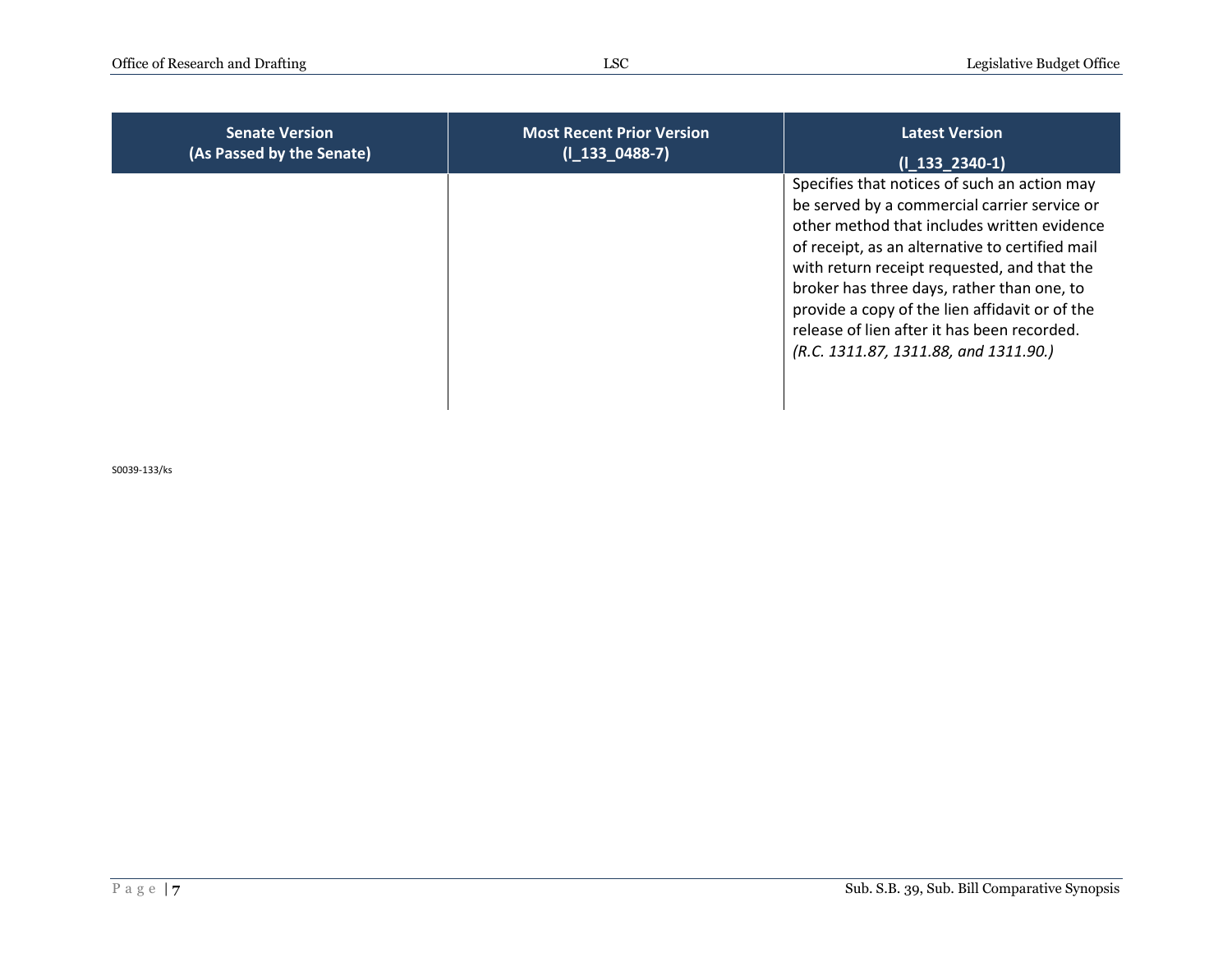| Senate Version (As Passed by the Senate) | Most Recent Prior Version (l_133_0488-7) | Latest Version (l_133_2340-1) |
|---|---|---|
| | | Specifies that notices of such an action may be served by a commercial carrier service or other method that includes written evidence of receipt, as an alternative to certified mail with return receipt requested, and that the broker has three days, rather than one, to provide a copy of the lien affidavit or of the release of lien after it has been recorded. *(R.C. 1311.87, 1311.88, and 1311.90.)* |

S0039-133/ks